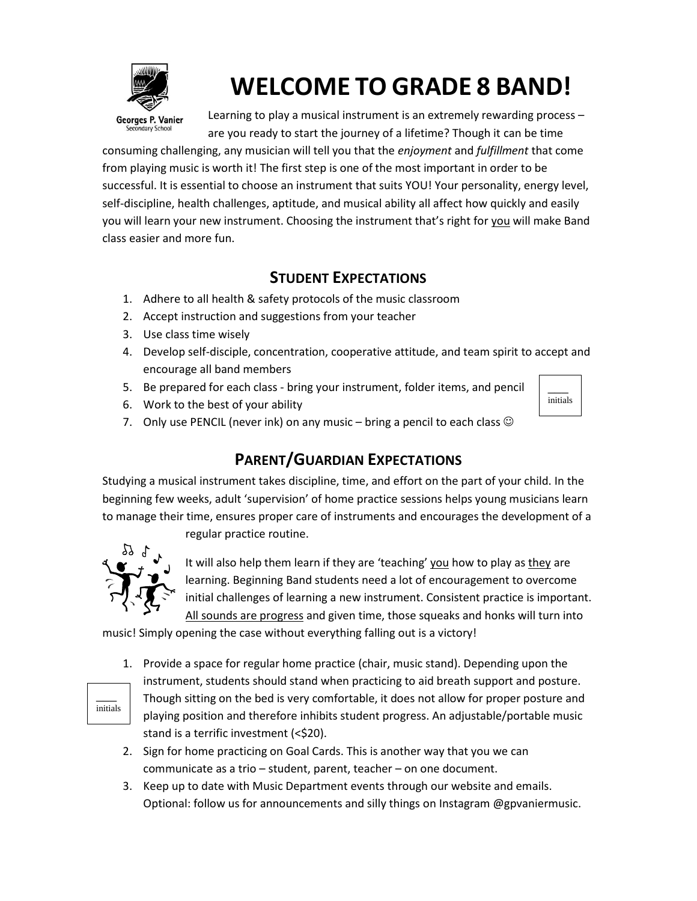Georges P. Vanier
Secondary School

# WELCOME TO GRADE 8 BAND!

Learning to play a musical instrument is an extremely rewarding process – are you ready to start the journey of a lifetime? Though it can be time consuming challenging, any musician will tell you that the *enjoyment* and *fulfillment* that come from playing music is worth it! The first step is one of the most important in order to be successful. It is essential to choose an instrument that suits YOU! Your personality, energy level, self-discipline, health challenges, aptitude, and musical ability all affect how quickly and easily you will learn your new instrument. Choosing the instrument that's right for <u>you</u> will make Band class easier and more fun.

## STUDENT EXPECTATIONS

1. Adhere to all health & safety protocols of the music classroom
2. Accept instruction and suggestions from your teacher
3. Use class time wisely
4. Develop self-disciple, concentration, cooperative attitude, and team spirit to accept and encourage all band members
5. Be prepared for each class - bring your instrument, folder items, and pencil
6. Work to the best of your ability
7. Only use PENCIL (never ink) on any music – bring a pencil to each class ☺

____ initials

## PARENT/GUARDIAN EXPECTATIONS

Studying a musical instrument takes discipline, time, and effort on the part of your child. In the beginning few weeks, adult 'supervision' of home practice sessions helps young musicians learn to manage their time, ensures proper care of instruments and encourages the development of a regular practice routine.

It will also help them learn if they are 'teaching' <u>you</u> how to play as <u>they</u> are learning. Beginning Band students need a lot of encouragement to overcome initial challenges of learning a new instrument. Consistent practice is important. <u>All sounds are progress</u> and given time, those squeaks and honks will turn into music! Simply opening the case without everything falling out is a victory!

____ initials

1. Provide a space for regular home practice (chair, music stand). Depending upon the instrument, students should stand when practicing to aid breath support and posture. Though sitting on the bed is very comfortable, it does not allow for proper posture and playing position and therefore inhibits student progress. An adjustable/portable music stand is a terrific investment (<$20).
2. Sign for home practicing on Goal Cards. This is another way that you we can communicate as a trio – student, parent, teacher – on one document.
3. Keep up to date with Music Department events through our website and emails. Optional: follow us for announcements and silly things on Instagram @gpvaniermusic.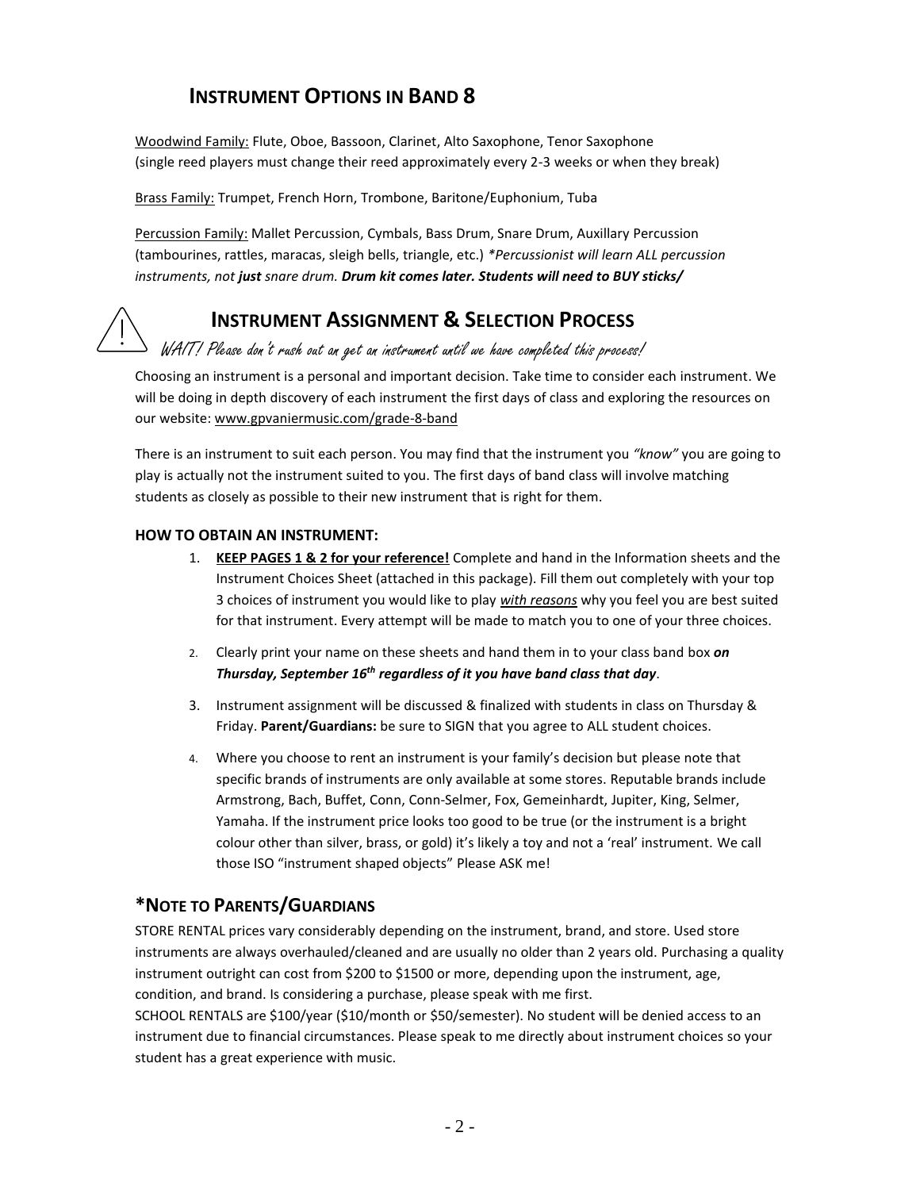## Instrument Options in Band 8

Woodwind Family: Flute, Oboe, Bassoon, Clarinet, Alto Saxophone, Tenor Saxophone
(single reed players must change their reed approximately every 2-3 weeks or when they break)

Brass Family: Trumpet, French Horn, Trombone, Baritone/Euphonium, Tuba

Percussion Family: Mallet Percussion, Cymbals, Bass Drum, Snare Drum, Auxillary Percussion (tambourines, rattles, maracas, sleigh bells, triangle, etc.) *\*Percussionist will learn ALL percussion instruments, not **just** snare drum. **Drum kit comes later. Students will need to BUY sticks/***

## Instrument Assignment & Selection Process

*WAIT! Please don't rush out an get an instrument until we have completed this process!*

Choosing an instrument is a personal and important decision. Take time to consider each instrument. We will be doing in depth discovery of each instrument the first days of class and exploring the resources on our website: www.gpvaniermusic.com/grade-8-band

There is an instrument to suit each person. You may find that the instrument you *"know"* you are going to play is actually not the instrument suited to you. The first days of band class will involve matching students as closely as possible to their new instrument that is right for them.

### HOW TO OBTAIN AN INSTRUMENT:

1. **KEEP PAGES 1 & 2 for your reference!** Complete and hand in the Information sheets and the Instrument Choices Sheet (attached in this package). Fill them out completely with your top 3 choices of instrument you would like to play *with reasons* why you feel you are best suited for that instrument. Every attempt will be made to match you to one of your three choices.
2. Clearly print your name on these sheets and hand them in to your class band box ***on Thursday, September 16th regardless of it you have band class that day***.
3. Instrument assignment will be discussed & finalized with students in class on Thursday & Friday. **Parent/Guardians:** be sure to SIGN that you agree to ALL student choices.
4. Where you choose to rent an instrument is your family's decision but please note that specific brands of instruments are only available at some stores. Reputable brands include Armstrong, Bach, Buffet, Conn, Conn-Selmer, Fox, Gemeinhardt, Jupiter, King, Selmer, Yamaha. If the instrument price looks too good to be true (or the instrument is a bright colour other than silver, brass, or gold) it's likely a toy and not a 'real' instrument. We call those ISO "instrument shaped objects" Please ASK me!

## *Note to Parents/Guardians

STORE RENTAL prices vary considerably depending on the instrument, brand, and store. Used store instruments are always overhauled/cleaned and are usually no older than 2 years old. Purchasing a quality instrument outright can cost from $200 to $1500 or more, depending upon the instrument, age, condition, and brand. Is considering a purchase, please speak with me first.

SCHOOL RENTALS are $100/year ($10/month or $50/semester). No student will be denied access to an instrument due to financial circumstances. Please speak to me directly about instrument choices so your student has a great experience with music.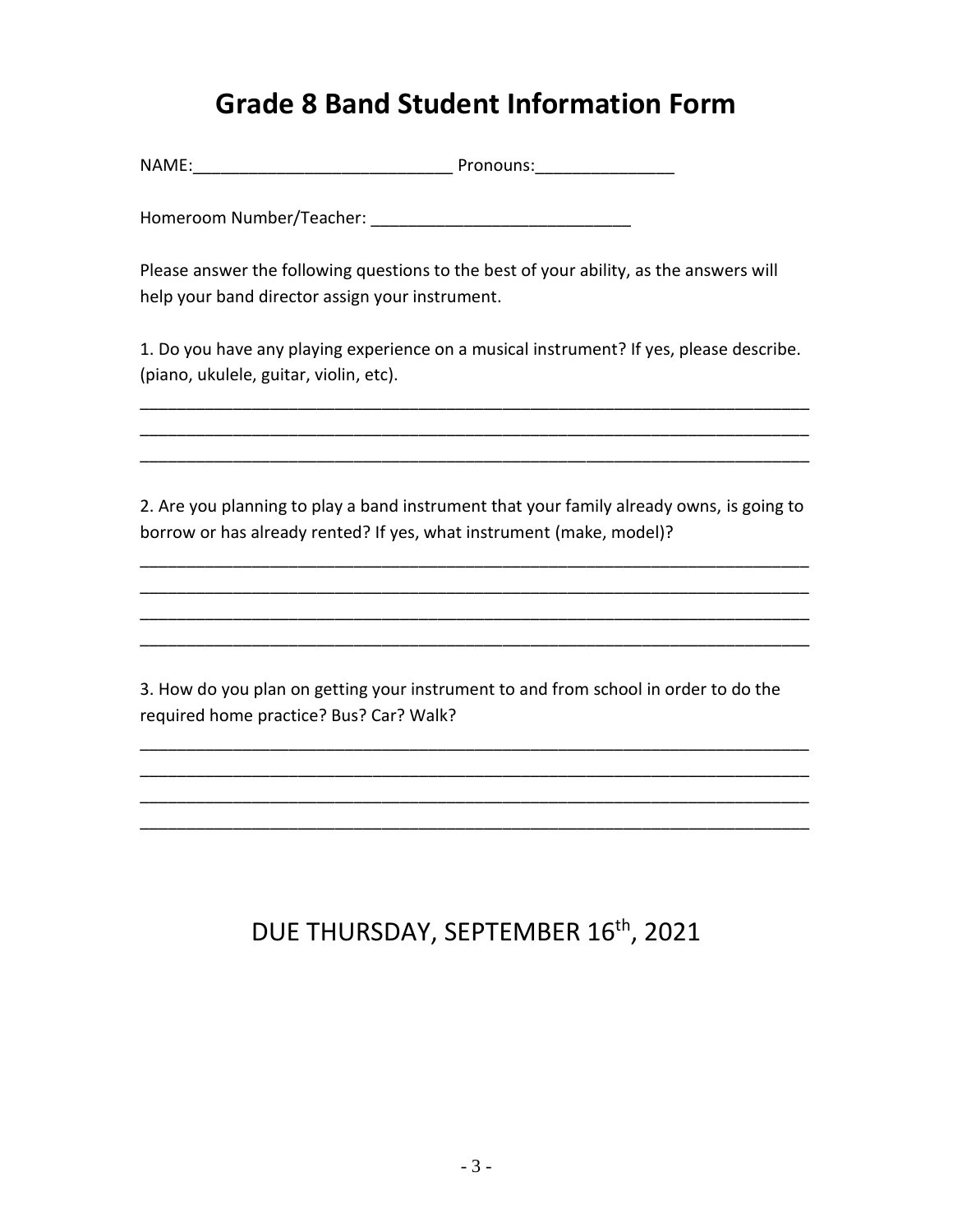# Grade 8 Band Student Information Form

NAME:____________________________ Pronouns:_______________

Homeroom Number/Teacher: ____________________________

Please answer the following questions to the best of your ability, as the answers will help your band director assign your instrument.

1. Do you have any playing experience on a musical instrument? If yes, please describe. (piano, ukulele, guitar, violin, etc).

_________________________________________________________________________
_________________________________________________________________________
_________________________________________________________________________

2. Are you planning to play a band instrument that your family already owns, is going to borrow or has already rented? If yes, what instrument (make, model)?

_________________________________________________________________________
_________________________________________________________________________
_________________________________________________________________________
_________________________________________________________________________

3. How do you plan on getting your instrument to and from school in order to do the required home practice? Bus? Car? Walk?

_________________________________________________________________________
_________________________________________________________________________
_________________________________________________________________________
_________________________________________________________________________

DUE THURSDAY, SEPTEMBER 16th, 2021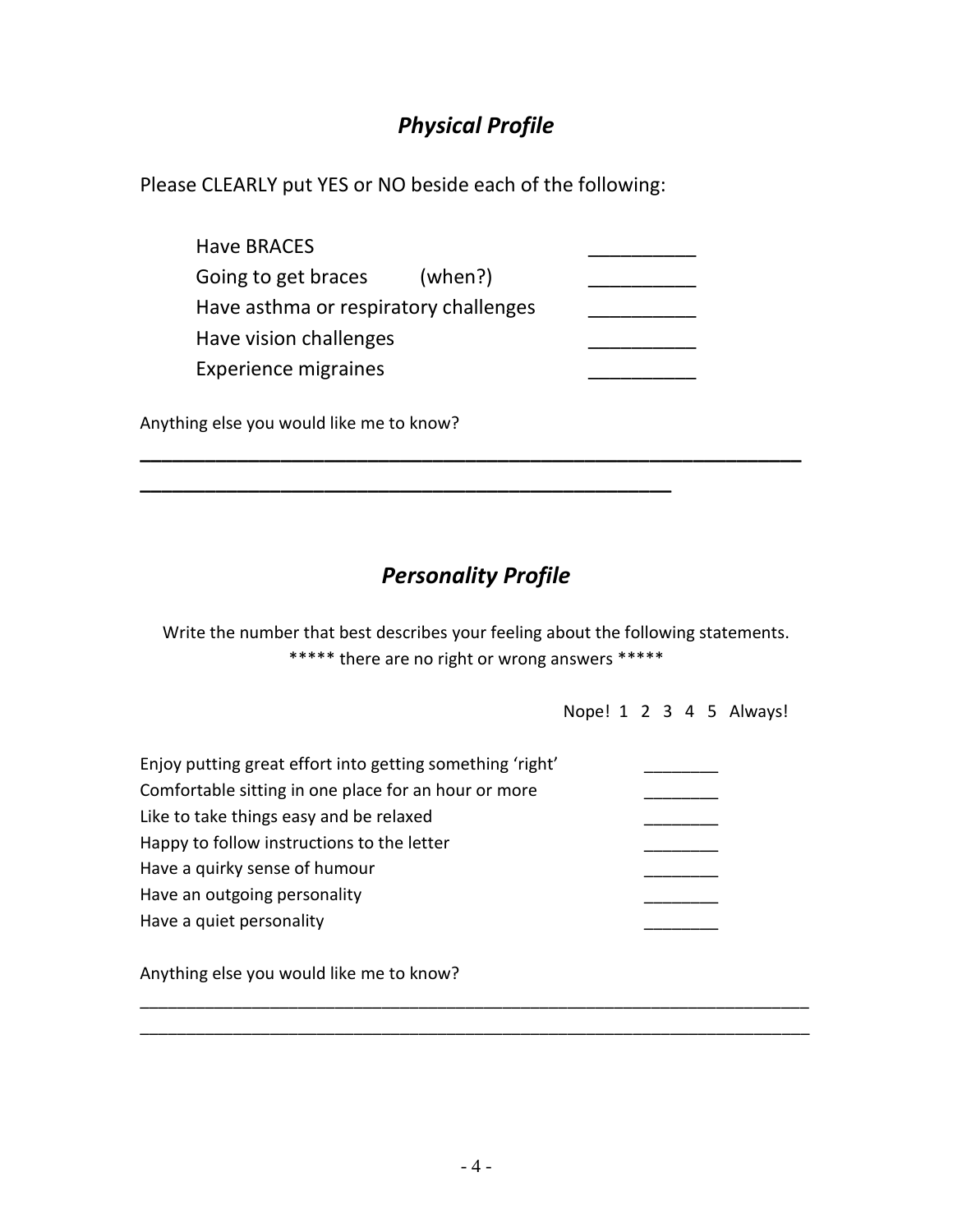## *Physical Profile*

Please CLEARLY put YES or NO beside each of the following:

| | |
|---|---|
| Have BRACES | __________ |
| Going to get braces (when?) | __________ |
| Have asthma or respiratory challenges | __________ |
| Have vision challenges | __________ |
| Experience migraines | __________ |

Anything else you would like me to know?

______________________________________________________________

_________________________________________________

## *Personality Profile*

Write the number that best describes your feeling about the following statements.
***** there are no right or wrong answers *****

Nope! 1 2 3 4 5 Always!

| | |
|---|---|
| Enjoy putting great effort into getting something 'right' | ________ |
| Comfortable sitting in one place for an hour or more | ________ |
| Like to take things easy and be relaxed | ________ |
| Happy to follow instructions to the letter | ________ |
| Have a quirky sense of humour | ________ |
| Have an outgoing personality | ________ |
| Have a quiet personality | ________ |

Anything else you would like me to know?

__________________________________________________________________________

__________________________________________________________________________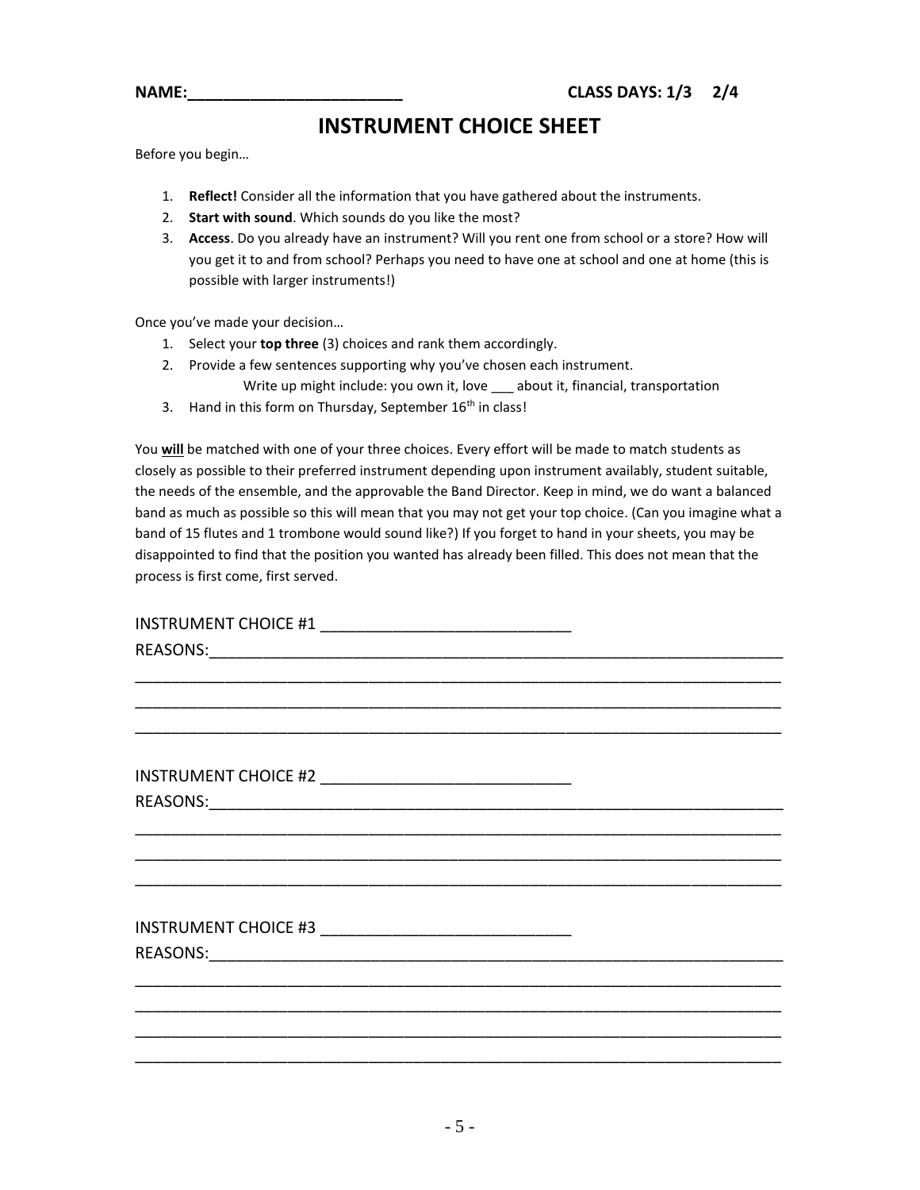**NAME:_______________________** **CLASS DAYS: 1/3 2/4**

# INSTRUMENT CHOICE SHEET

Before you begin…

1. **Reflect!** Consider all the information that you have gathered about the instruments.
2. **Start with sound**. Which sounds do you like the most?
3. **Access**. Do you already have an instrument? Will you rent one from school or a store? How will you get it to and from school? Perhaps you need to have one at school and one at home (this is possible with larger instruments!)

Once you've made your decision…

1. Select your **top three** (3) choices and rank them accordingly.
2. Provide a few sentences supporting why you've chosen each instrument.
   Write up might include: you own it, love ___ about it, financial, transportation
3. Hand in this form on Thursday, September 16th in class!

You **will** be matched with one of your three choices. Every effort will be made to match students as closely as possible to their preferred instrument depending upon instrument availably, student suitable, the needs of the ensemble, and the approvable the Band Director. Keep in mind, we do want a balanced band as much as possible so this will mean that you may not get your top choice. (Can you imagine what a band of 15 flutes and 1 trombone would sound like?) If you forget to hand in your sheets, you may be disappointed to find that the position you wanted has already been filled. This does not mean that the process is first come, first served.

INSTRUMENT CHOICE #1 ___________________________

REASONS:_____________________________________________________________________

______________________________________________________________________________

______________________________________________________________________________

______________________________________________________________________________

INSTRUMENT CHOICE #2 ___________________________

REASONS:_____________________________________________________________________

______________________________________________________________________________

______________________________________________________________________________

______________________________________________________________________________

INSTRUMENT CHOICE #3 ___________________________

REASONS:_____________________________________________________________________

______________________________________________________________________________

______________________________________________________________________________

______________________________________________________________________________

______________________________________________________________________________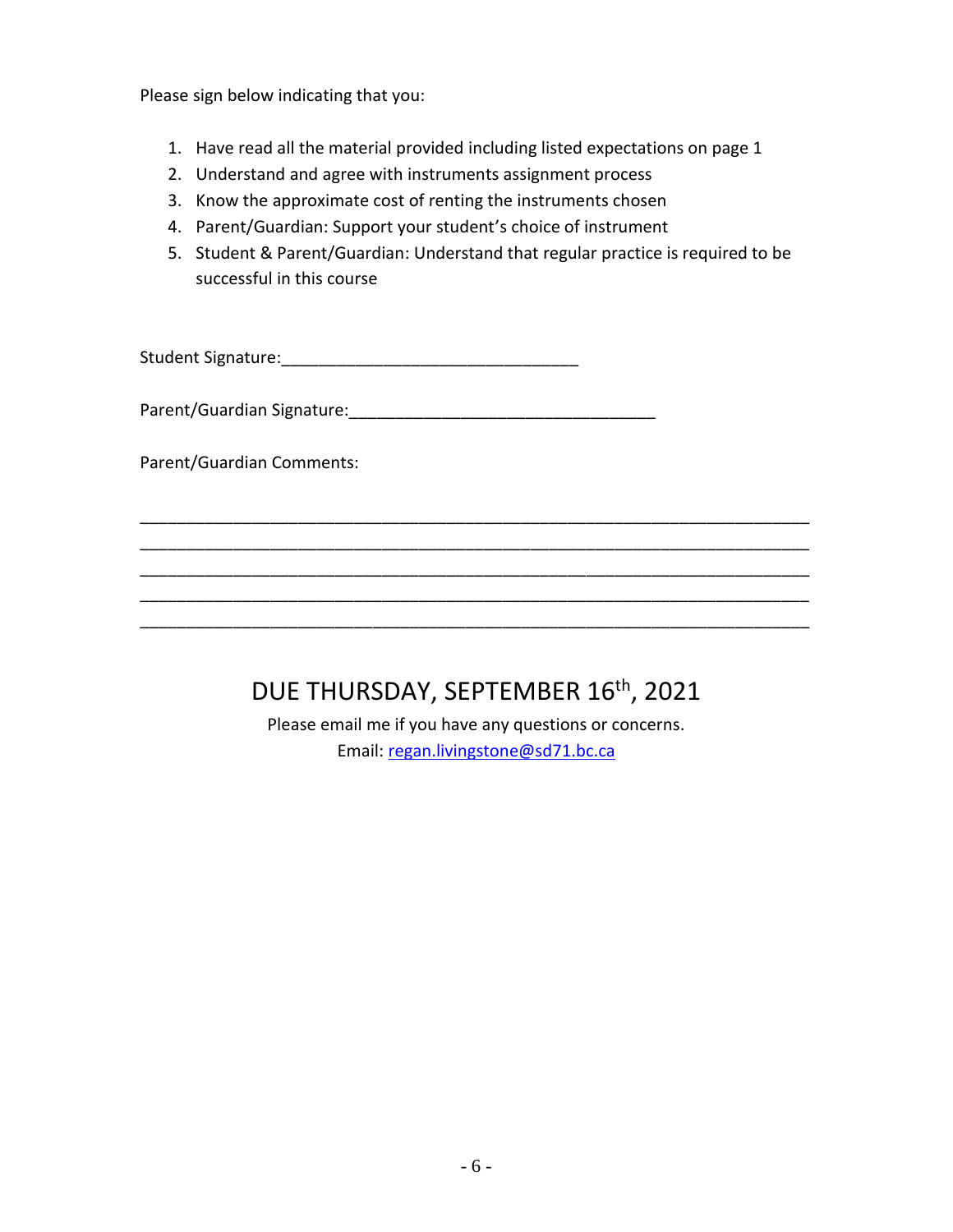Please sign below indicating that you:

1. Have read all the material provided including listed expectations on page 1
2. Understand and agree with instruments assignment process
3. Know the approximate cost of renting the instruments chosen
4. Parent/Guardian: Support your student's choice of instrument
5. Student & Parent/Guardian: Understand that regular practice is required to be successful in this course

Student Signature:_______________________________

Parent/Guardian Signature:________________________________

Parent/Guardian Comments:

______________________________________________________________________
______________________________________________________________________
______________________________________________________________________
______________________________________________________________________
______________________________________________________________________

## DUE THURSDAY, SEPTEMBER 16th, 2021

Please email me if you have any questions or concerns.
Email: regan.livingstone@sd71.bc.ca